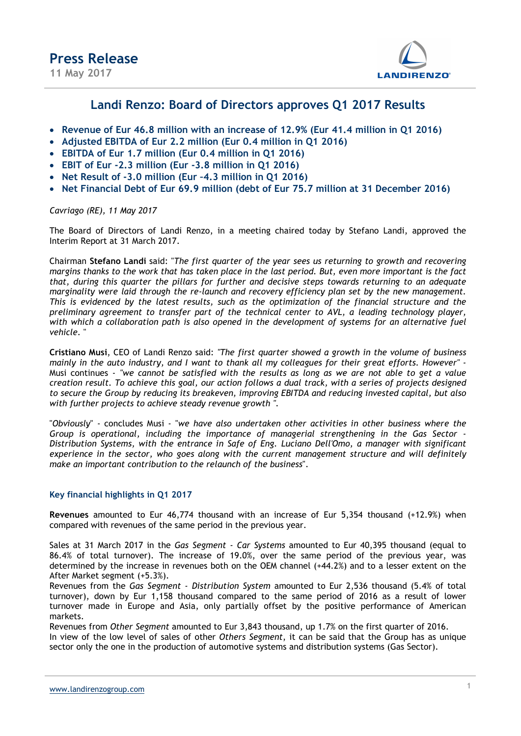# Press Release

11 May 2017

## Landi Renzo: Board of Directors approves Q1 2017 Results

- **Revenue of Eur 46.8 million with an increase of 12.9% (Eur 41.4 million in Q1 2016)**
- **Adjusted EBITDA of Eur 2.2 million (Eur 0.4 million in Q1 2016)**
- **EBITDA of Eur 1.7 million (Eur 0.4 million in Q1 2016)**
- **EBIT of Eur -2.3 million (Eur -3.8 million in Q1 2016)**
- **Net Result of -3.0 million (Eur –4.3 million in Q1 2016)**
- **Net Financial Debt of Eur 69.9 million (debt of Eur 75.7 million at 31 December 2016)**

*Cavriago (RE), 11 May 2017*

The Board of Directors of Landi Renzo, in a meeting chaired today by Stefano Landi, approved the Interim Report at 31 March 2017.

Chairman **Stefano Landi** said: "*The first quarter of the year sees us returning to growth and recovering margins thanks to the work that has taken place in the last period. But, even more important is the fact that, during this quarter the pillars for further and decisive steps towards returning to an adequate marginality were laid through the re-launch and recovery efficiency plan set by the new management. This is evidenced by the latest results, such as the optimization of the financial structure and the preliminary agreement to transfer part of the technical center to AVL, a leading technology player, with which a collaboration path is also opened in the development of systems for an alternative fuel vehicle.* "

**Cristiano Musi**, CEO of Landi Renzo said: *"The first quarter showed a growth in the volume of business mainly in the auto industry, and I want to thank all my colleagues for their great efforts. However"* - Musi continues - *"we cannot be satisfied with the results as long as we are not able to get a value creation result. To achieve this goal, our action follows a dual track, with a series of projects designed to secure the Group by reducing its breakeven, improving EBITDA and reducing invested capital, but also with further projects to achieve steady revenue growth ".*

"*Obviously*" - concludes Musi - "*we have also undertaken other activities in other business where the Group is operational, including the importance of managerial strengthening in the Gas Sector - Distribution Systems, with the entrance in Safe of Eng. Luciano Dell'Omo, a manager with significant experience in the sector, who goes along with the current management structure and will definitely make an important contribution to the relaunch of the business*".

### Key financial highlights in Q1 2017

**Revenues** amounted to Eur 46,774 thousand with an increase of Eur 5,354 thousand (+12.9%) when compared with revenues of the same period in the previous year.

Sales at 31 March 2017 in the *Gas Segment - Car Systems* amounted to Eur 40,395 thousand (equal to 86.4% of total turnover). The increase of 19.0%, over the same period of the previous year, was determined by the increase in revenues both on the OEM channel (+44.2%) and to a lesser extent on the After Market segment (+5.3%).
Revenues from the *Gas Segment - Distribution System* amounted to Eur 2,536 thousand (5.4% of total turnover), down by Eur 1,158 thousand compared to the same period of 2016 as a result of lower turnover made in Europe and Asia, only partially offset by the positive performance of American markets.
Revenues from *Other Segment* amounted to Eur 3,843 thousand, up 1.7% on the first quarter of 2016.
In view of the low level of sales of other *Others Segment*, it can be said that the Group has as unique sector only the one in the production of automotive systems and distribution systems (Gas Sector).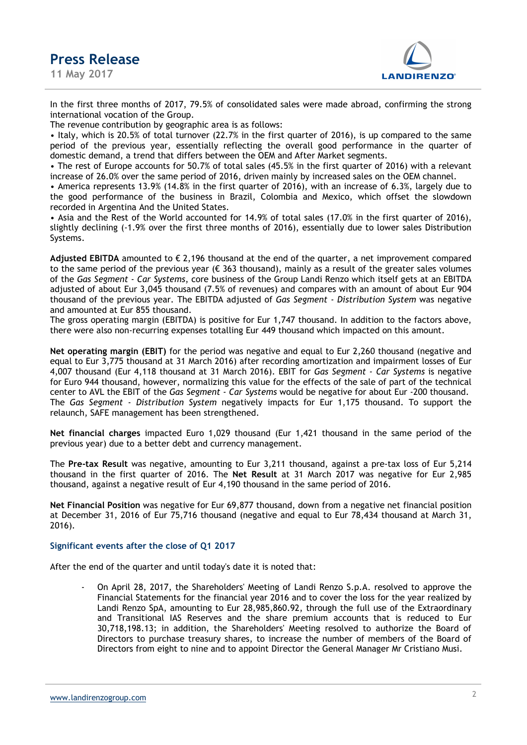In the first three months of 2017, 79.5% of consolidated sales were made abroad, confirming the strong international vocation of the Group.
The revenue contribution by geographic area is as follows:

- Italy, which is 20.5% of total turnover (22.7% in the first quarter of 2016), is up compared to the same period of the previous year, essentially reflecting the overall good performance in the quarter of domestic demand, a trend that differs between the OEM and After Market segments.
- The rest of Europe accounts for 50.7% of total sales (45.5% in the first quarter of 2016) with a relevant increase of 26.0% over the same period of 2016, driven mainly by increased sales on the OEM channel.
- America represents 13.9% (14.8% in the first quarter of 2016), with an increase of 6.3%, largely due to the good performance of the business in Brazil, Colombia and Mexico, which offset the slowdown recorded in Argentina And the United States.
- Asia and the Rest of the World accounted for 14.9% of total sales (17.0% in the first quarter of 2016), slightly declining (-1.9% over the first three months of 2016), essentially due to lower sales Distribution Systems.

**Adjusted EBITDA** amounted to € 2,196 thousand at the end of the quarter, a net improvement compared to the same period of the previous year (€ 363 thousand), mainly as a result of the greater sales volumes of the *Gas Segment - Car Systems*, core business of the Group Landi Renzo which itself gets at an EBITDA adjusted of about Eur 3,045 thousand (7.5% of revenues) and compares with an amount of about Eur 904 thousand of the previous year. The EBITDA adjusted of *Gas Segment - Distribution System* was negative and amounted at Eur 855 thousand.
The gross operating margin (EBITDA) is positive for Eur 1,747 thousand. In addition to the factors above, there were also non-recurring expenses totalling Eur 449 thousand which impacted on this amount.

**Net operating margin (EBIT)** for the period was negative and equal to Eur 2,260 thousand (negative and equal to Eur 3,775 thousand at 31 March 2016) after recording amortization and impairment losses of Eur 4,007 thousand (Eur 4,118 thousand at 31 March 2016). EBIT for *Gas Segment - Car Systems* is negative for Euro 944 thousand, however, normalizing this value for the effects of the sale of part of the technical center to AVL the EBIT of the *Gas Segment - Car Systems* would be negative for about Eur -200 thousand. The *Gas Segment - Distribution System* negatively impacts for Eur 1,175 thousand. To support the relaunch, SAFE management has been strengthened.

**Net financial charges** impacted Euro 1,029 thousand (Eur 1,421 thousand in the same period of the previous year) due to a better debt and currency management.

The **Pre-tax Result** was negative, amounting to Eur 3,211 thousand, against a pre-tax loss of Eur 5,214 thousand in the first quarter of 2016. The **Net Result** at 31 March 2017 was negative for Eur 2,985 thousand, against a negative result of Eur 4,190 thousand in the same period of 2016.

**Net Financial Position** was negative for Eur 69,877 thousand, down from a negative net financial position at December 31, 2016 of Eur 75,716 thousand (negative and equal to Eur 78,434 thousand at March 31, 2016).

### Significant events after the close of Q1 2017

After the end of the quarter and until today's date it is noted that:

- On April 28, 2017, the Shareholders' Meeting of Landi Renzo S.p.A. resolved to approve the Financial Statements for the financial year 2016 and to cover the loss for the year realized by Landi Renzo SpA, amounting to Eur 28,985,860.92, through the full use of the Extraordinary and Transitional IAS Reserves and the share premium accounts that is reduced to Eur 30,718,198.13; in addition, the Shareholders' Meeting resolved to authorize the Board of Directors to purchase treasury shares, to increase the number of members of the Board of Directors from eight to nine and to appoint Director the General Manager Mr Cristiano Musi.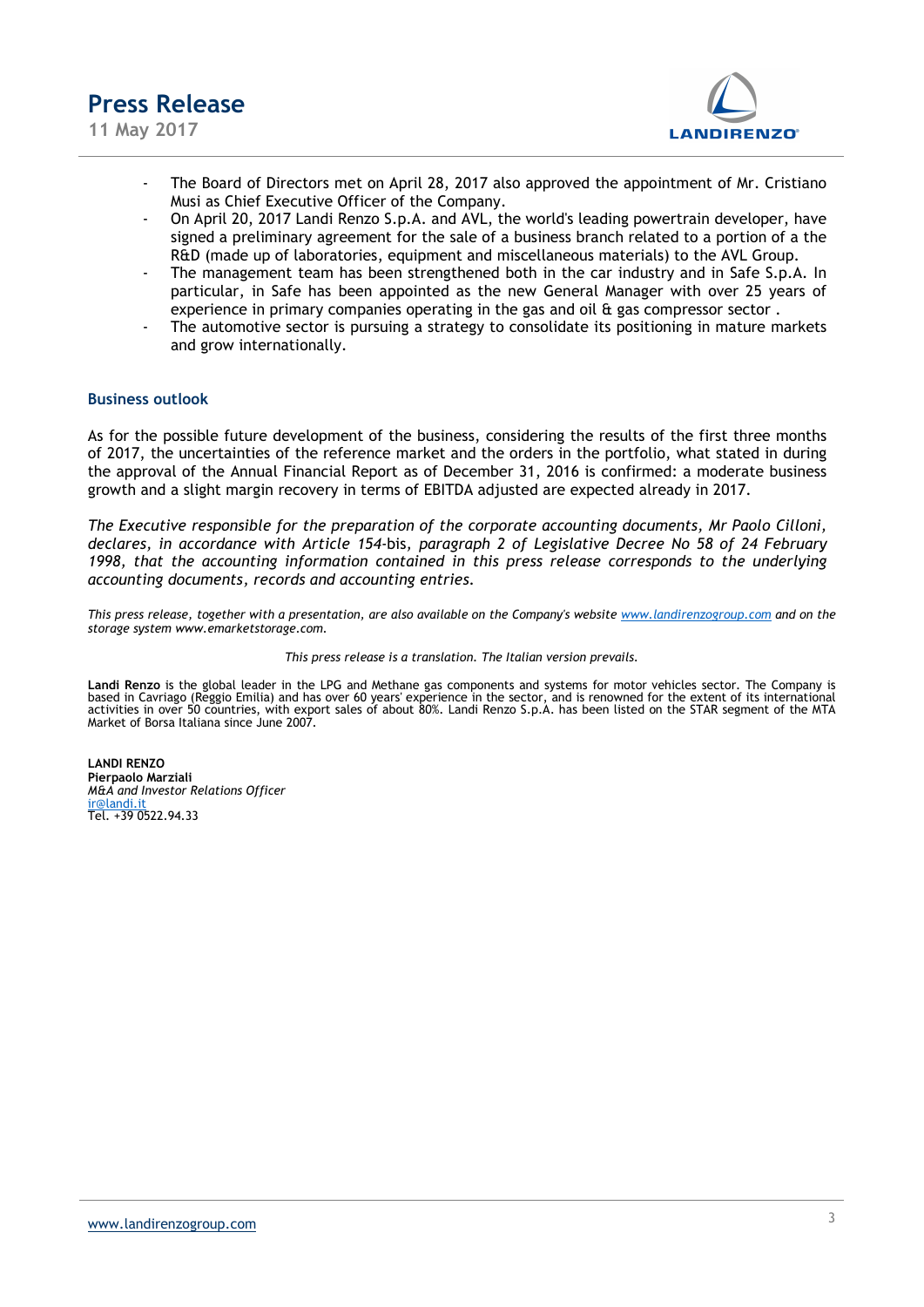- The Board of Directors met on April 28, 2017 also approved the appointment of Mr. Cristiano Musi as Chief Executive Officer of the Company.
- On April 20, 2017 Landi Renzo S.p.A. and AVL, the world's leading powertrain developer, have signed a preliminary agreement for the sale of a business branch related to a portion of a the R&D (made up of laboratories, equipment and miscellaneous materials) to the AVL Group.
- The management team has been strengthened both in the car industry and in Safe S.p.A. In particular, in Safe has been appointed as the new General Manager with over 25 years of experience in primary companies operating in the gas and oil & gas compressor sector .
- The automotive sector is pursuing a strategy to consolidate its positioning in mature markets and grow internationally.

### Business outlook

As for the possible future development of the business, considering the results of the first three months of 2017, the uncertainties of the reference market and the orders in the portfolio, what stated in during the approval of the Annual Financial Report as of December 31, 2016 is confirmed: a moderate business growth and a slight margin recovery in terms of EBITDA adjusted are expected already in 2017.

*The Executive responsible for the preparation of the corporate accounting documents, Mr Paolo Cilloni, declares, in accordance with Article 154-*bis*, paragraph 2 of Legislative Decree No 58 of 24 February 1998, that the accounting information contained in this press release corresponds to the underlying accounting documents, records and accounting entries.*

*This press release, together with a presentation, are also available on the Company's website www.landirenzogroup.com and on the storage system www.emarketstorage.com.*

*This press release is a translation. The Italian version prevails.*

**Landi Renzo** is the global leader in the LPG and Methane gas components and systems for motor vehicles sector. The Company is based in Cavriago (Reggio Emilia) and has over 60 years' experience in the sector, and is renowned for the extent of its international activities in over 50 countries, with export sales of about 80%. Landi Renzo S.p.A. has been listed on the STAR segment of the MTA Market of Borsa Italiana since June 2007.

**LANDI RENZO**
**Pierpaolo Marziali**
*M&A and Investor Relations Officer*
ir@landi.it
Tel. +39 0522.94.33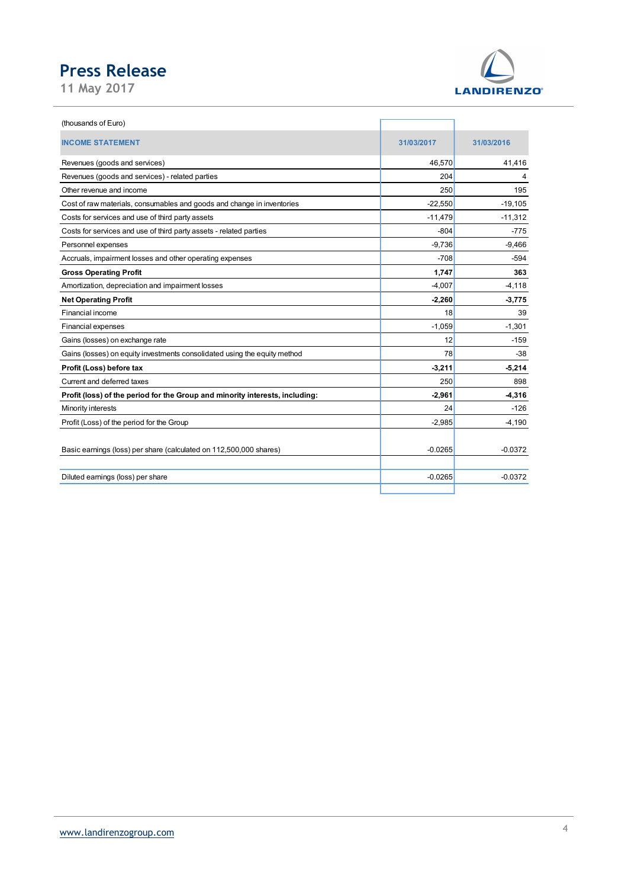# Press Release

11 May 2017

(thousands of Euro)

| INCOME STATEMENT | 31/03/2017 | 31/03/2016 |
|---|---|---|
| Revenues (goods and services) | 46,570 | 41,416 |
| Revenues (goods and services) - related parties | 204 | 4 |
| Other revenue and income | 250 | 195 |
| Cost of raw materials, consumables and goods and change in inventories | -22,550 | -19,105 |
| Costs for services and use of third party assets | -11,479 | -11,312 |
| Costs for services and use of third party assets - related parties | -804 | -775 |
| Personnel expenses | -9,736 | -9,466 |
| Accruals, impairment losses and other operating expenses | -708 | -594 |
| **Gross Operating Profit** | **1,747** | **363** |
| Amortization, depreciation and impairment losses | -4,007 | -4,118 |
| **Net Operating Profit** | **-2,260** | **-3,775** |
| Financial income | 18 | 39 |
| Financial expenses | -1,059 | -1,301 |
| Gains (losses) on exchange rate | 12 | -159 |
| Gains (losses) on equity investments consolidated using the equity method | 78 | -38 |
| **Profit (Loss) before tax** | **-3,211** | **-5,214** |
| Current and deferred taxes | 250 | 898 |
| **Profit (loss) of the period for the Group and minority interests, including:** | **-2,961** | **-4,316** |
| Minority interests | 24 | -126 |
| Profit (Loss) of the period for the Group | -2,985 | -4,190 |
| Basic earnings (loss) per share (calculated on 112,500,000 shares) | -0.0265 | -0.0372 |
| Diluted earnings (loss) per share | -0.0265 | -0.0372 |

www.landirenzogroup.com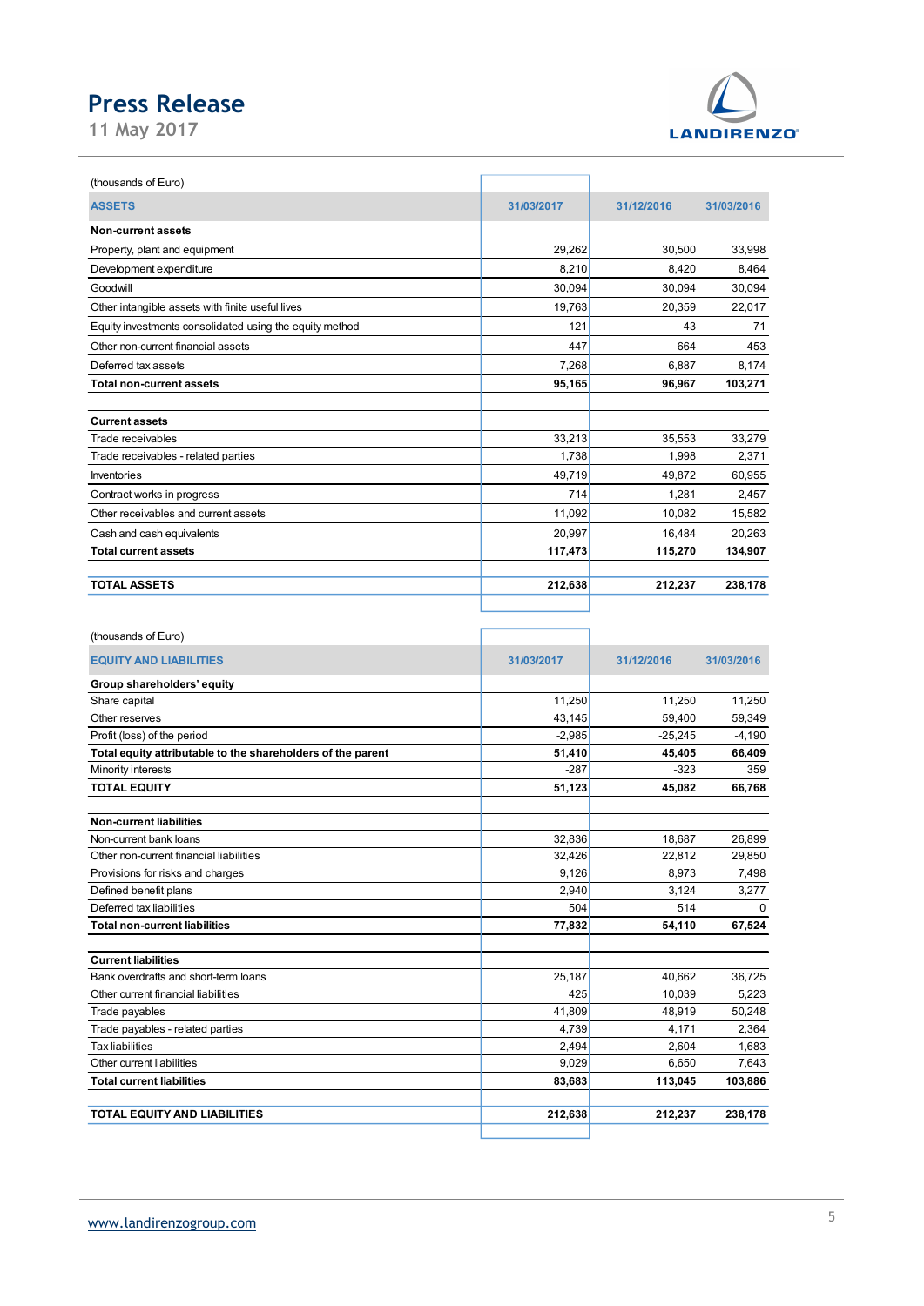(thousands of Euro)

| ASSETS | 31/03/2017 | 31/12/2016 | 31/03/2016 |
|---|---|---|---|
| **Non-current assets** | | | |
| Property, plant and equipment | 29,262 | 30,500 | 33,998 |
| Development expenditure | 8,210 | 8,420 | 8,464 |
| Goodwill | 30,094 | 30,094 | 30,094 |
| Other intangible assets with finite useful lives | 19,763 | 20,359 | 22,017 |
| Equity investments consolidated using the equity method | 121 | 43 | 71 |
| Other non-current financial assets | 447 | 664 | 453 |
| Deferred tax assets | 7,268 | 6,887 | 8,174 |
| **Total non-current assets** | **95,165** | **96,967** | **103,271** |
| | | | |
| **Current assets** | | | |
| Trade receivables | 33,213 | 35,553 | 33,279 |
| Trade receivables - related parties | 1,738 | 1,998 | 2,371 |
| Inventories | 49,719 | 49,872 | 60,955 |
| Contract works in progress | 714 | 1,281 | 2,457 |
| Other receivables and current assets | 11,092 | 10,082 | 15,582 |
| Cash and cash equivalents | 20,997 | 16,484 | 20,263 |
| **Total current assets** | **117,473** | **115,270** | **134,907** |
| | | | |
| **TOTAL ASSETS** | **212,638** | **212,237** | **238,178** |

(thousands of Euro)

| EQUITY AND LIABILITIES | 31/03/2017 | 31/12/2016 | 31/03/2016 |
|---|---|---|---|
| **Group shareholders' equity** | | | |
| Share capital | 11,250 | 11,250 | 11,250 |
| Other reserves | 43,145 | 59,400 | 59,349 |
| Profit (loss) of the period | -2,985 | -25,245 | -4,190 |
| **Total equity attributable to the shareholders of the parent** | **51,410** | **45,405** | **66,409** |
| Minority interests | -287 | -323 | 359 |
| **TOTAL EQUITY** | **51,123** | **45,082** | **66,768** |
| | | | |
| **Non-current liabilities** | | | |
| Non-current bank loans | 32,836 | 18,687 | 26,899 |
| Other non-current financial liabilities | 32,426 | 22,812 | 29,850 |
| Provisions for risks and charges | 9,126 | 8,973 | 7,498 |
| Defined benefit plans | 2,940 | 3,124 | 3,277 |
| Deferred tax liabilities | 504 | 514 | 0 |
| **Total non-current liabilities** | **77,832** | **54,110** | **67,524** |
| | | | |
| **Current liabilities** | | | |
| Bank overdrafts and short-term loans | 25,187 | 40,662 | 36,725 |
| Other current financial liabilities | 425 | 10,039 | 5,223 |
| Trade payables | 41,809 | 48,919 | 50,248 |
| Trade payables - related parties | 4,739 | 4,171 | 2,364 |
| Tax liabilities | 2,494 | 2,604 | 1,683 |
| Other current liabilities | 9,029 | 6,650 | 7,643 |
| **Total current liabilities** | **83,683** | **113,045** | **103,886** |
| | | | |
| **TOTAL EQUITY AND LIABILITIES** | **212,638** | **212,237** | **238,178** |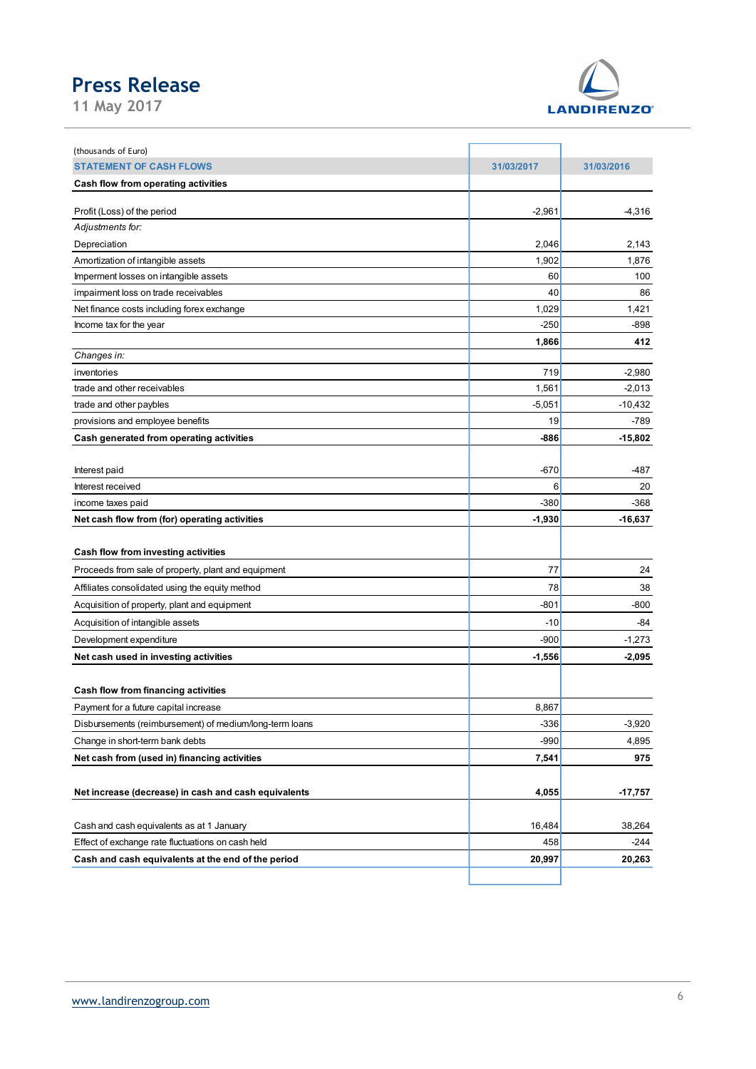# Press Release

11 May 2017

(thousands of Euro)

| STATEMENT OF CASH FLOWS | 31/03/2017 | 31/03/2016 |
|---|---|---|
| **Cash flow from operating activities** | | |
| Profit (Loss) of the period | -2,961 | -4,316 |
| *Adjustments for:* | | |
| Depreciation | 2,046 | 2,143 |
| Amortization of intangible assets | 1,902 | 1,876 |
| Imperment losses on intangible assets | 60 | 100 |
| impairment loss on trade receivables | 40 | 86 |
| Net finance costs including forex exchange | 1,029 | 1,421 |
| Income tax for the year | -250 | -898 |
| | **1,866** | **412** |
| *Changes in:* | | |
| inventories | 719 | -2,980 |
| trade and other receivables | 1,561 | -2,013 |
| trade and other paybles | -5,051 | -10,432 |
| provisions and employee benefits | 19 | -789 |
| **Cash generated from operating activities** | **-886** | **-15,802** |
| Interest paid | -670 | -487 |
| Interest received | 6 | 20 |
| income taxes paid | -380 | -368 |
| **Net cash flow from (for) operating activities** | **-1,930** | **-16,637** |
| **Cash flow from investing activities** | | |
| Proceeds from sale of property, plant and equipment | 77 | 24 |
| Affiliates consolidated using the equity method | 78 | 38 |
| Acquisition of property, plant and equipment | -801 | -800 |
| Acquisition of intangible assets | -10 | -84 |
| Development expenditure | -900 | -1,273 |
| **Net cash used in investing activities** | **-1,556** | **-2,095** |
| **Cash flow from financing activities** | | |
| Payment for a future capital increase | 8,867 | |
| Disbursements (reimbursement) of medium/long-term loans | -336 | -3,920 |
| Change in short-term bank debts | -990 | 4,895 |
| **Net cash from (used in) financing activities** | **7,541** | **975** |
| **Net increase (decrease) in cash and cash equivalents** | **4,055** | **-17,757** |
| Cash and cash equivalents as at 1 January | 16,484 | 38,264 |
| Effect of exchange rate fluctuations on cash held | 458 | -244 |
| **Cash and cash equivalents at the end of the period** | **20,997** | **20,263** |

www.landirenzogroup.com